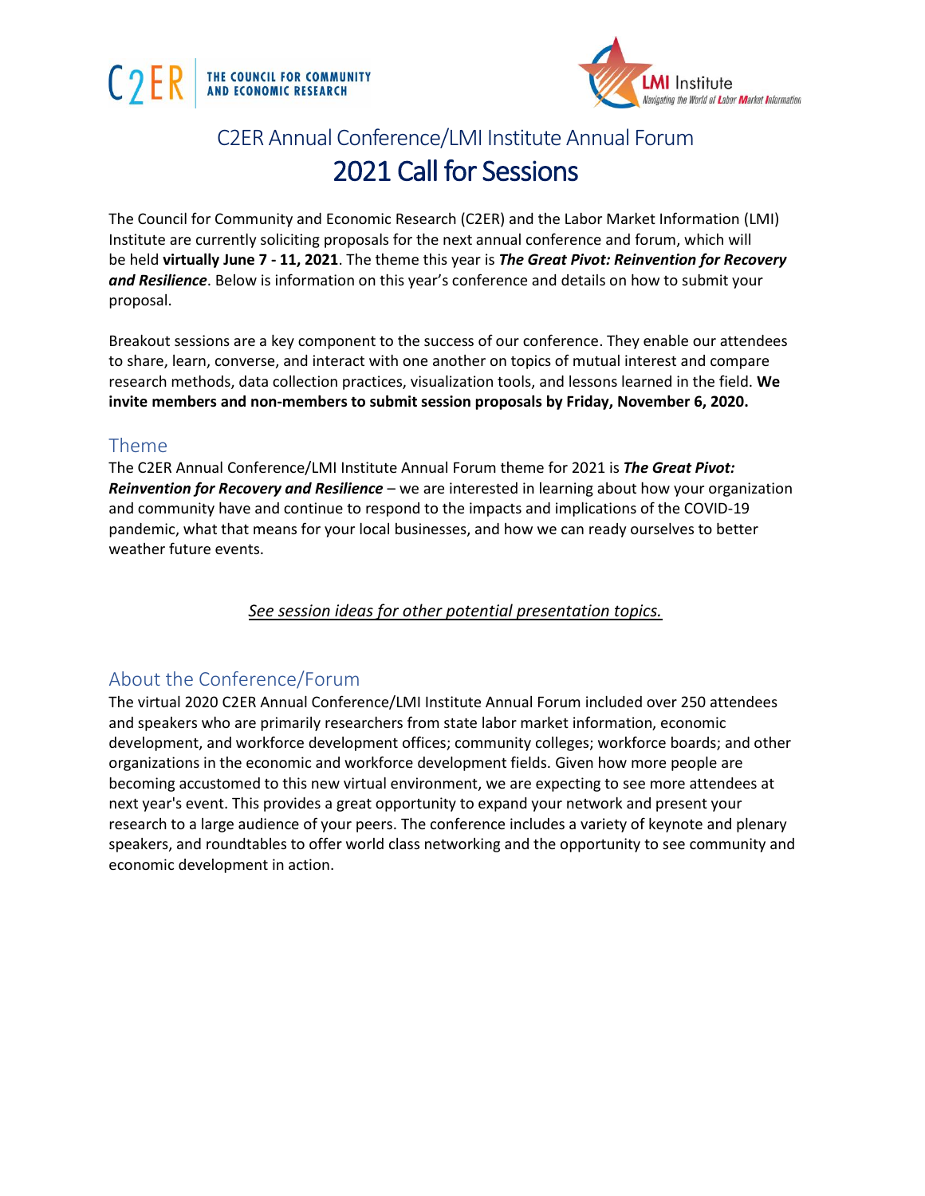C2ER | THE COUNCIL FOR COMMUNITY AND ECONOMIC RESEARCH

LMI Institute
*Navigating the World of Labor Market Information*

## C2ER Annual Conference/LMI Institute Annual Forum

# 2021 Call for Sessions

The Council for Community and Economic Research (C2ER) and the Labor Market Information (LMI) Institute are currently soliciting proposals for the next annual conference and forum, which will be held **virtually June 7 - 11, 2021**. The theme this year is ***The Great Pivot: Reinvention for Recovery and Resilience***. Below is information on this year's conference and details on how to submit your proposal.

Breakout sessions are a key component to the success of our conference. They enable our attendees to share, learn, converse, and interact with one another on topics of mutual interest and compare research methods, data collection practices, visualization tools, and lessons learned in the field. **We invite members and non-members to submit session proposals by Friday, November 6, 2020.**

## Theme

The C2ER Annual Conference/LMI Institute Annual Forum theme for 2021 is ***The Great Pivot: Reinvention for Recovery and Resilience*** – we are interested in learning about how your organization and community have and continue to respond to the impacts and implications of the COVID-19 pandemic, what that means for your local businesses, and how we can ready ourselves to better weather future events.

*See session ideas for other potential presentation topics.*

## About the Conference/Forum

The virtual 2020 C2ER Annual Conference/LMI Institute Annual Forum included over 250 attendees and speakers who are primarily researchers from state labor market information, economic development, and workforce development offices; community colleges; workforce boards; and other organizations in the economic and workforce development fields. Given how more people are becoming accustomed to this new virtual environment, we are expecting to see more attendees at next year's event. This provides a great opportunity to expand your network and present your research to a large audience of your peers. The conference includes a variety of keynote and plenary speakers, and roundtables to offer world class networking and the opportunity to see community and economic development in action.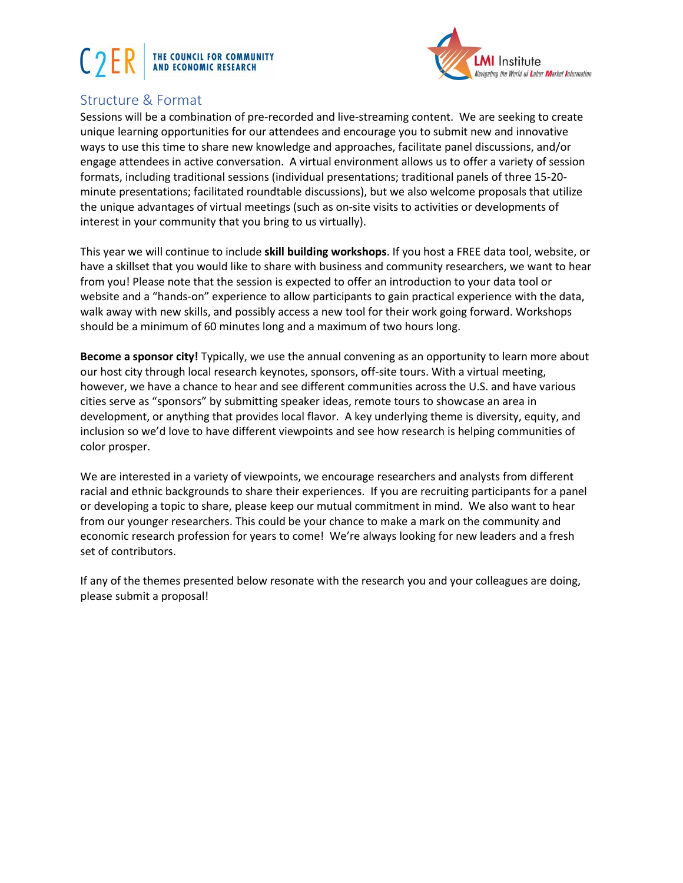## Structure & Format

Sessions will be a combination of pre-recorded and live-streaming content. We are seeking to create unique learning opportunities for our attendees and encourage you to submit new and innovative ways to use this time to share new knowledge and approaches, facilitate panel discussions, and/or engage attendees in active conversation. A virtual environment allows us to offer a variety of session formats, including traditional sessions (individual presentations; traditional panels of three 15-20-minute presentations; facilitated roundtable discussions), but we also welcome proposals that utilize the unique advantages of virtual meetings (such as on-site visits to activities or developments of interest in your community that you bring to us virtually).

This year we will continue to include **skill building workshops**. If you host a FREE data tool, website, or have a skillset that you would like to share with business and community researchers, we want to hear from you! Please note that the session is expected to offer an introduction to your data tool or website and a "hands-on" experience to allow participants to gain practical experience with the data, walk away with new skills, and possibly access a new tool for their work going forward. Workshops should be a minimum of 60 minutes long and a maximum of two hours long.

**Become a sponsor city!** Typically, we use the annual convening as an opportunity to learn more about our host city through local research keynotes, sponsors, off-site tours. With a virtual meeting, however, we have a chance to hear and see different communities across the U.S. and have various cities serve as "sponsors" by submitting speaker ideas, remote tours to showcase an area in development, or anything that provides local flavor. A key underlying theme is diversity, equity, and inclusion so we'd love to have different viewpoints and see how research is helping communities of color prosper.

We are interested in a variety of viewpoints, we encourage researchers and analysts from different racial and ethnic backgrounds to share their experiences. If you are recruiting participants for a panel or developing a topic to share, please keep our mutual commitment in mind. We also want to hear from our younger researchers. This could be your chance to make a mark on the community and economic research profession for years to come! We're always looking for new leaders and a fresh set of contributors.

If any of the themes presented below resonate with the research you and your colleagues are doing, please submit a proposal!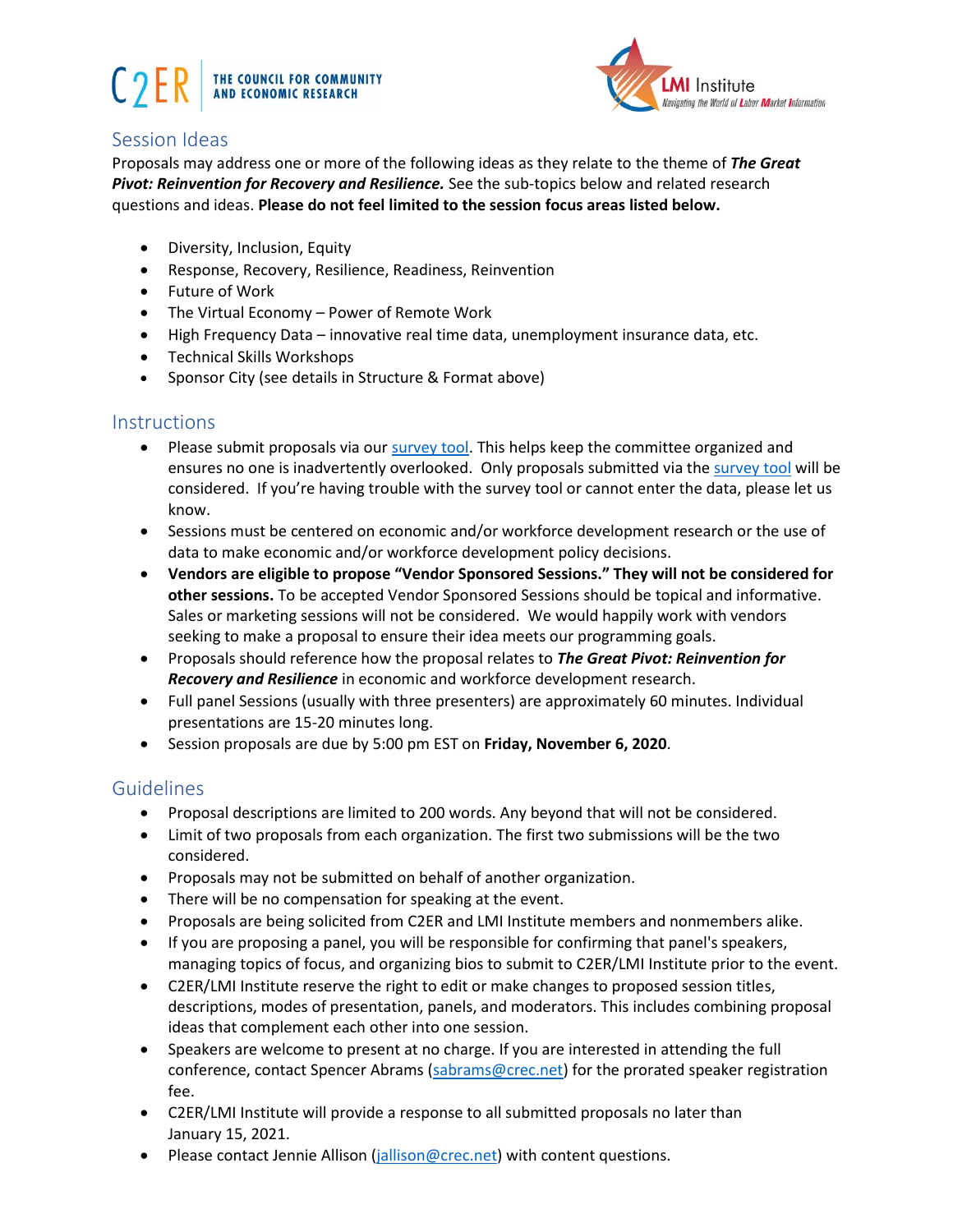## Session Ideas

Proposals may address one or more of the following ideas as they relate to the theme of ***The Great Pivot: Reinvention for Recovery and Resilience.*** See the sub-topics below and related research questions and ideas. **Please do not feel limited to the session focus areas listed below.**

- Diversity, Inclusion, Equity
- Response, Recovery, Resilience, Readiness, Reinvention
- Future of Work
- The Virtual Economy – Power of Remote Work
- High Frequency Data – innovative real time data, unemployment insurance data, etc.
- Technical Skills Workshops
- Sponsor City (see details in Structure & Format above)

## Instructions

- Please submit proposals via our survey tool. This helps keep the committee organized and ensures no one is inadvertently overlooked. Only proposals submitted via the survey tool will be considered. If you're having trouble with the survey tool or cannot enter the data, please let us know.
- Sessions must be centered on economic and/or workforce development research or the use of data to make economic and/or workforce development policy decisions.
- **Vendors are eligible to propose "Vendor Sponsored Sessions." They will not be considered for other sessions.** To be accepted Vendor Sponsored Sessions should be topical and informative. Sales or marketing sessions will not be considered. We would happily work with vendors seeking to make a proposal to ensure their idea meets our programming goals.
- Proposals should reference how the proposal relates to ***The Great Pivot: Reinvention for Recovery and Resilience*** in economic and workforce development research.
- Full panel Sessions (usually with three presenters) are approximately 60 minutes. Individual presentations are 15-20 minutes long.
- Session proposals are due by 5:00 pm EST on **Friday, November 6, 2020**.

## Guidelines

- Proposal descriptions are limited to 200 words. Any beyond that will not be considered.
- Limit of two proposals from each organization. The first two submissions will be the two considered.
- Proposals may not be submitted on behalf of another organization.
- There will be no compensation for speaking at the event.
- Proposals are being solicited from C2ER and LMI Institute members and nonmembers alike.
- If you are proposing a panel, you will be responsible for confirming that panel's speakers, managing topics of focus, and organizing bios to submit to C2ER/LMI Institute prior to the event.
- C2ER/LMI Institute reserve the right to edit or make changes to proposed session titles, descriptions, modes of presentation, panels, and moderators. This includes combining proposal ideas that complement each other into one session.
- Speakers are welcome to present at no charge. If you are interested in attending the full conference, contact Spencer Abrams (sabrams@crec.net) for the prorated speaker registration fee.
- C2ER/LMI Institute will provide a response to all submitted proposals no later than January 15, 2021.
- Please contact Jennie Allison (jallison@crec.net) with content questions.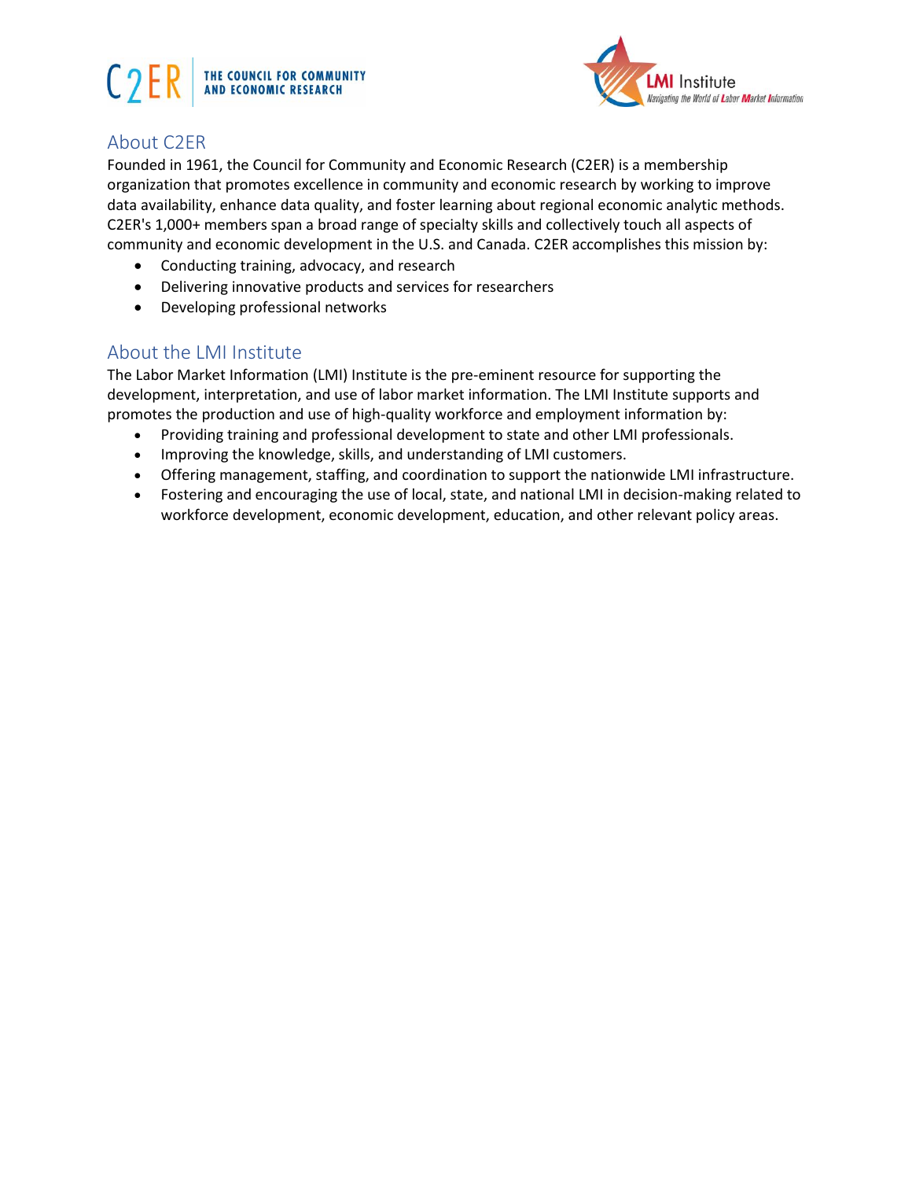## About C2ER

Founded in 1961, the Council for Community and Economic Research (C2ER) is a membership organization that promotes excellence in community and economic research by working to improve data availability, enhance data quality, and foster learning about regional economic analytic methods. C2ER's 1,000+ members span a broad range of specialty skills and collectively touch all aspects of community and economic development in the U.S. and Canada. C2ER accomplishes this mission by:

- Conducting training, advocacy, and research
- Delivering innovative products and services for researchers
- Developing professional networks

## About the LMI Institute

The Labor Market Information (LMI) Institute is the pre-eminent resource for supporting the development, interpretation, and use of labor market information. The LMI Institute supports and promotes the production and use of high-quality workforce and employment information by:

- Providing training and professional development to state and other LMI professionals.
- Improving the knowledge, skills, and understanding of LMI customers.
- Offering management, staffing, and coordination to support the nationwide LMI infrastructure.
- Fostering and encouraging the use of local, state, and national LMI in decision-making related to workforce development, economic development, education, and other relevant policy areas.